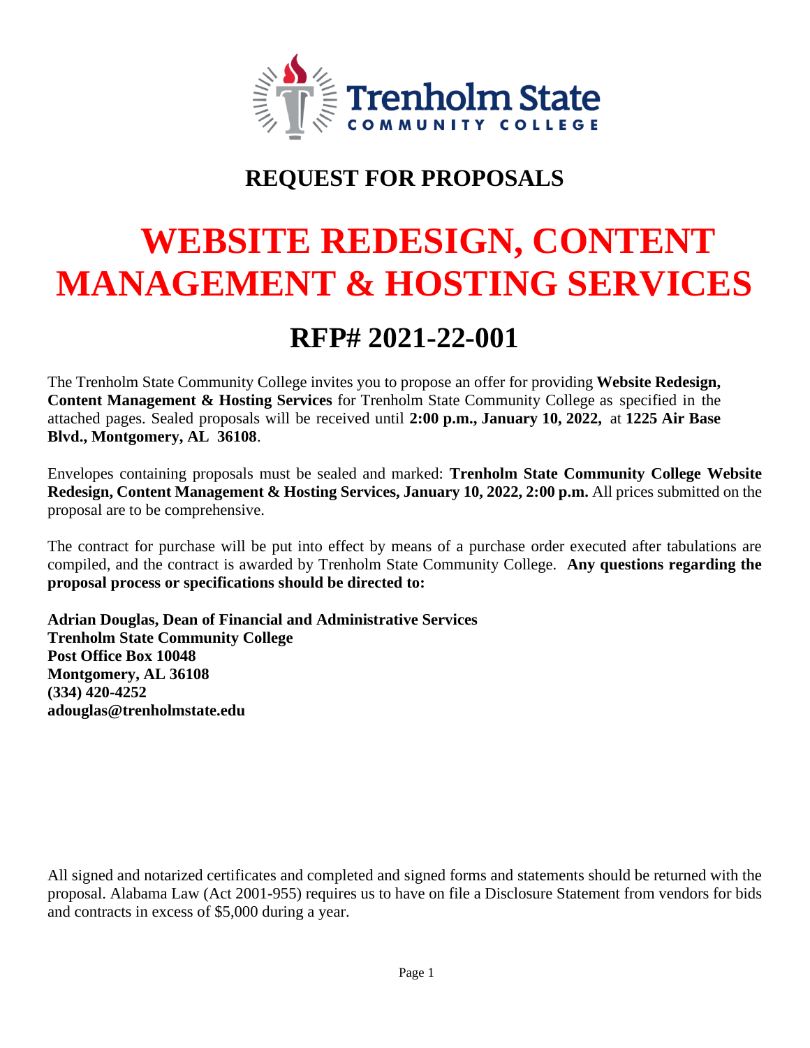# REQUEST FOR PROPOSALS

# WEBSITE REDESIGN, CONTENT MANAGEMENT & HOSTING SERVICES

## RFP# 2021-22-001

The Trenholm State Community College invites you to propose an offer for providing **Website Redesign, Content Management & Hosting Services** for Trenholm State Community College as specified in the attached pages. Sealed proposals will be received until **2:00 p.m., January 10, 2022,** at **1225 Air Base Blvd., Montgomery, AL 36108**.

Envelopes containing proposals must be sealed and marked: **Trenholm State Community College Website Redesign, Content Management & Hosting Services, January 10, 2022, 2:00 p.m.** All prices submitted on the proposal are to be comprehensive.

The contract for purchase will be put into effect by means of a purchase order executed after tabulations are compiled, and the contract is awarded by Trenholm State Community College. **Any questions regarding the proposal process or specifications should be directed to:**

**Adrian Douglas, Dean of Financial and Administrative Services**
**Trenholm State Community College**
**Post Office Box 10048**
**Montgomery, AL 36108**
**(334) 420-4252**
**adouglas@trenholmstate.edu**

All signed and notarized certificates and completed and signed forms and statements should be returned with the proposal. Alabama Law (Act 2001-955) requires us to have on file a Disclosure Statement from vendors for bids and contracts in excess of $5,000 during a year.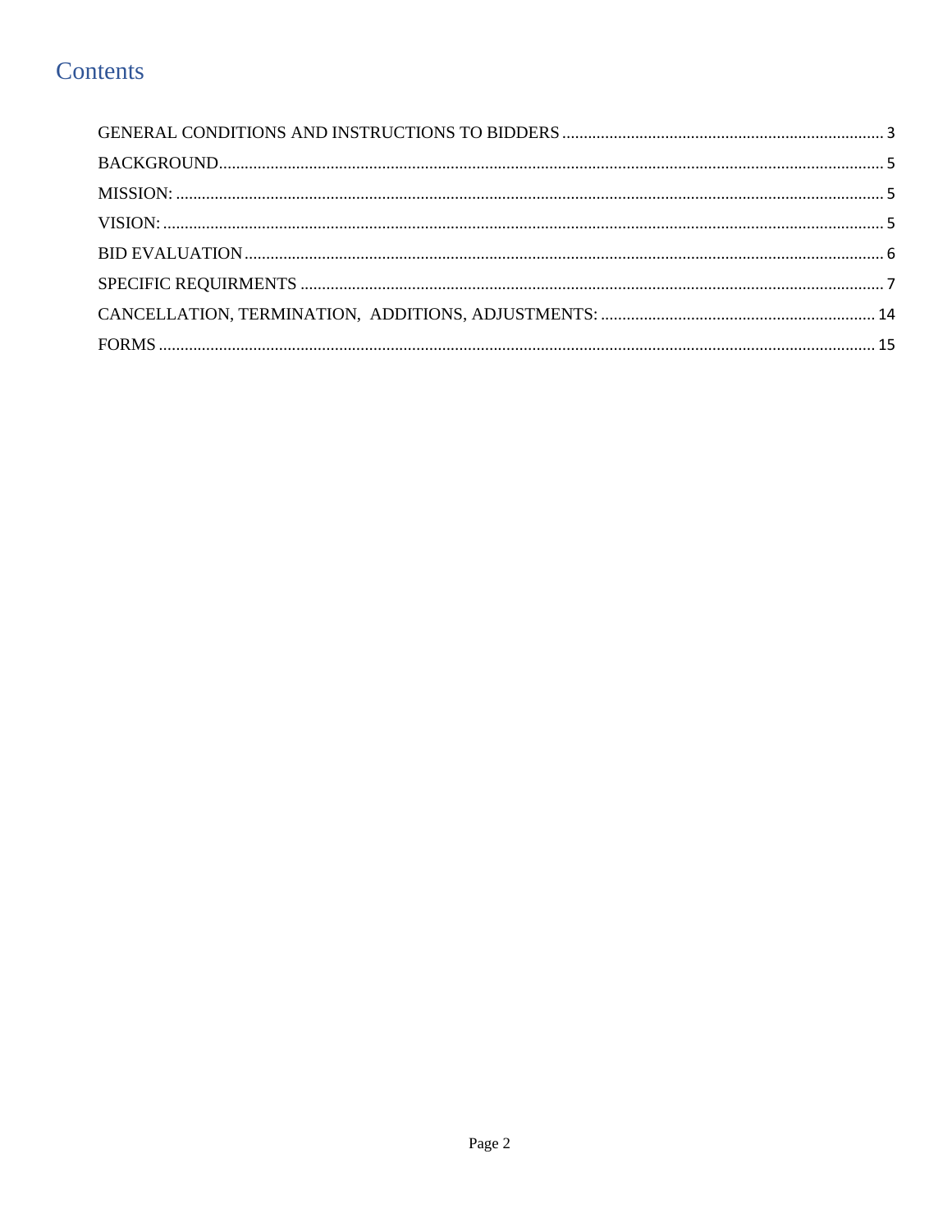# Contents

GENERAL CONDITIONS AND INSTRUCTIONS TO BIDDERS .......... 3

BACKGROUND .......... 5

MISSION: .......... 5

VISION: .......... 5

BID EVALUATION .......... 6

SPECIFIC REQUIRMENTS .......... 7

CANCELLATION, TERMINATION, ADDITIONS, ADJUSTMENTS: .......... 14

FORMS .......... 15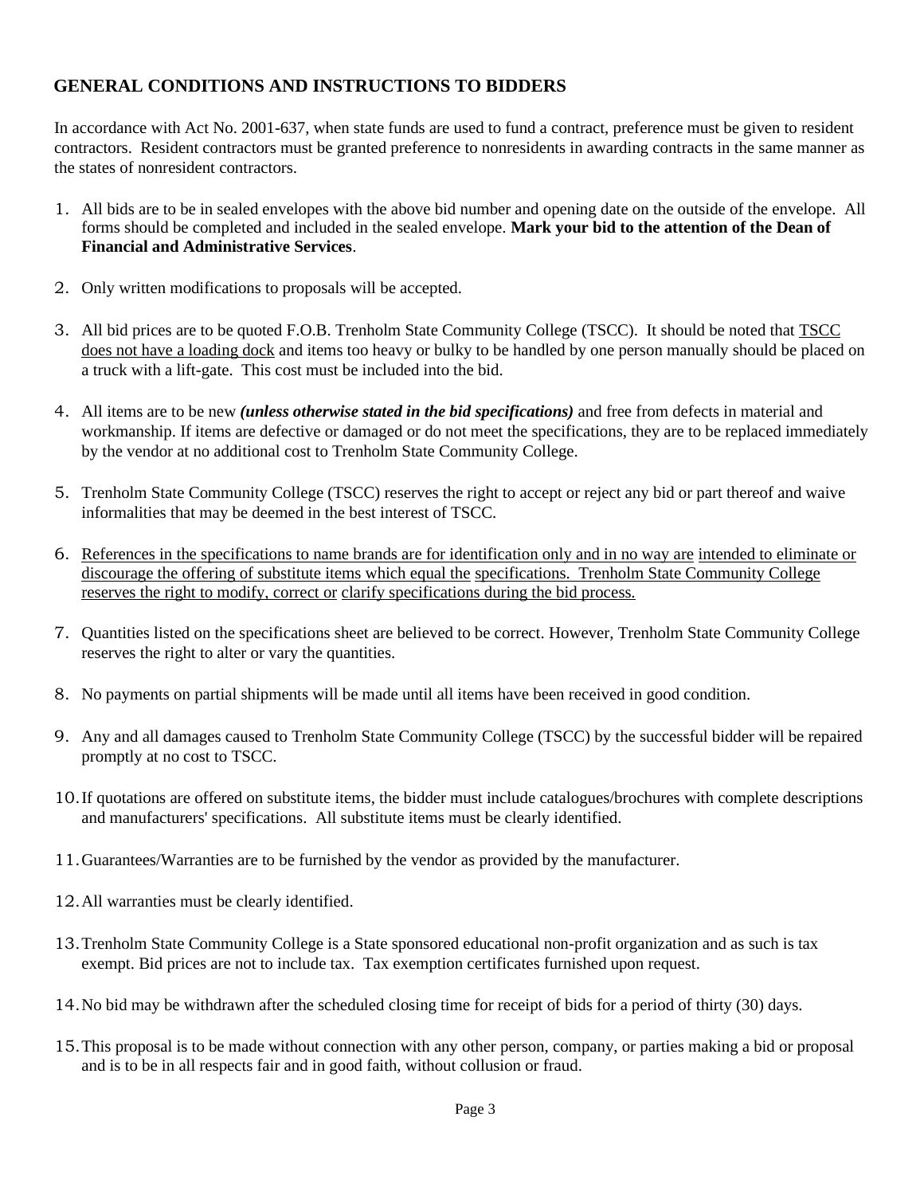## GENERAL CONDITIONS AND INSTRUCTIONS TO BIDDERS

In accordance with Act No. 2001-637, when state funds are used to fund a contract, preference must be given to resident contractors. Resident contractors must be granted preference to nonresidents in awarding contracts in the same manner as the states of nonresident contractors.

1. All bids are to be in sealed envelopes with the above bid number and opening date on the outside of the envelope. All forms should be completed and included in the sealed envelope. **Mark your bid to the attention of the Dean of Financial and Administrative Services**.

2. Only written modifications to proposals will be accepted.

3. All bid prices are to be quoted F.O.B. Trenholm State Community College (TSCC). It should be noted that <u>TSCC does not have a loading dock</u> and items too heavy or bulky to be handled by one person manually should be placed on a truck with a lift-gate. This cost must be included into the bid.

4. All items are to be new ***(unless otherwise stated in the bid specifications)*** and free from defects in material and workmanship. If items are defective or damaged or do not meet the specifications, they are to be replaced immediately by the vendor at no additional cost to Trenholm State Community College.

5. Trenholm State Community College (TSCC) reserves the right to accept or reject any bid or part thereof and waive informalities that may be deemed in the best interest of TSCC.

6. <u>References in the specifications to name brands are for identification only and in no way are intended to eliminate or discourage the offering of substitute items which equal the specifications. Trenholm State Community College reserves the right to modify, correct or clarify specifications during the bid process.</u>

7. Quantities listed on the specifications sheet are believed to be correct. However, Trenholm State Community College reserves the right to alter or vary the quantities.

8. No payments on partial shipments will be made until all items have been received in good condition.

9. Any and all damages caused to Trenholm State Community College (TSCC) by the successful bidder will be repaired promptly at no cost to TSCC.

10. If quotations are offered on substitute items, the bidder must include catalogues/brochures with complete descriptions and manufacturers' specifications. All substitute items must be clearly identified.

11. Guarantees/Warranties are to be furnished by the vendor as provided by the manufacturer.

12. All warranties must be clearly identified.

13. Trenholm State Community College is a State sponsored educational non-profit organization and as such is tax exempt. Bid prices are not to include tax. Tax exemption certificates furnished upon request.

14. No bid may be withdrawn after the scheduled closing time for receipt of bids for a period of thirty (30) days.

15. This proposal is to be made without connection with any other person, company, or parties making a bid or proposal and is to be in all respects fair and in good faith, without collusion or fraud.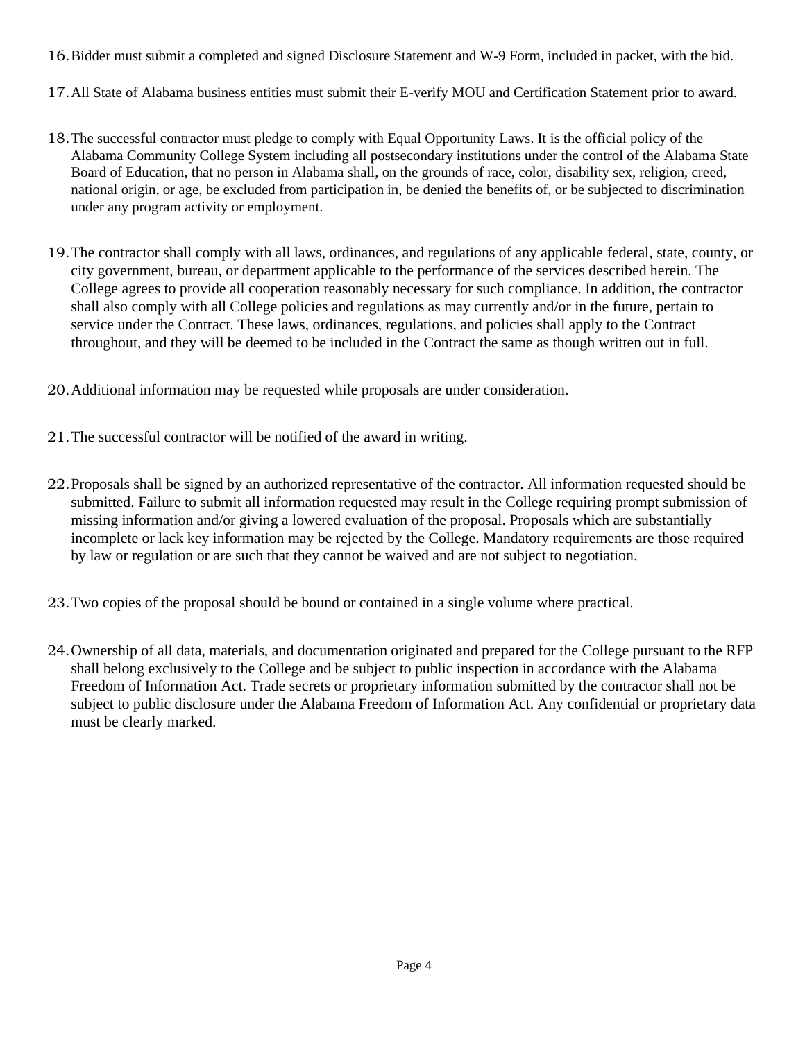16. Bidder must submit a completed and signed Disclosure Statement and W-9 Form, included in packet, with the bid.

17. All State of Alabama business entities must submit their E-verify MOU and Certification Statement prior to award.

18. The successful contractor must pledge to comply with Equal Opportunity Laws. It is the official policy of the Alabama Community College System including all postsecondary institutions under the control of the Alabama State Board of Education, that no person in Alabama shall, on the grounds of race, color, disability sex, religion, creed, national origin, or age, be excluded from participation in, be denied the benefits of, or be subjected to discrimination under any program activity or employment.

19. The contractor shall comply with all laws, ordinances, and regulations of any applicable federal, state, county, or city government, bureau, or department applicable to the performance of the services described herein. The College agrees to provide all cooperation reasonably necessary for such compliance. In addition, the contractor shall also comply with all College policies and regulations as may currently and/or in the future, pertain to service under the Contract. These laws, ordinances, regulations, and policies shall apply to the Contract throughout, and they will be deemed to be included in the Contract the same as though written out in full.

20. Additional information may be requested while proposals are under consideration.

21. The successful contractor will be notified of the award in writing.

22. Proposals shall be signed by an authorized representative of the contractor. All information requested should be submitted. Failure to submit all information requested may result in the College requiring prompt submission of missing information and/or giving a lowered evaluation of the proposal. Proposals which are substantially incomplete or lack key information may be rejected by the College. Mandatory requirements are those required by law or regulation or are such that they cannot be waived and are not subject to negotiation.

23. Two copies of the proposal should be bound or contained in a single volume where practical.

24. Ownership of all data, materials, and documentation originated and prepared for the College pursuant to the RFP shall belong exclusively to the College and be subject to public inspection in accordance with the Alabama Freedom of Information Act. Trade secrets or proprietary information submitted by the contractor shall not be subject to public disclosure under the Alabama Freedom of Information Act. Any confidential or proprietary data must be clearly marked.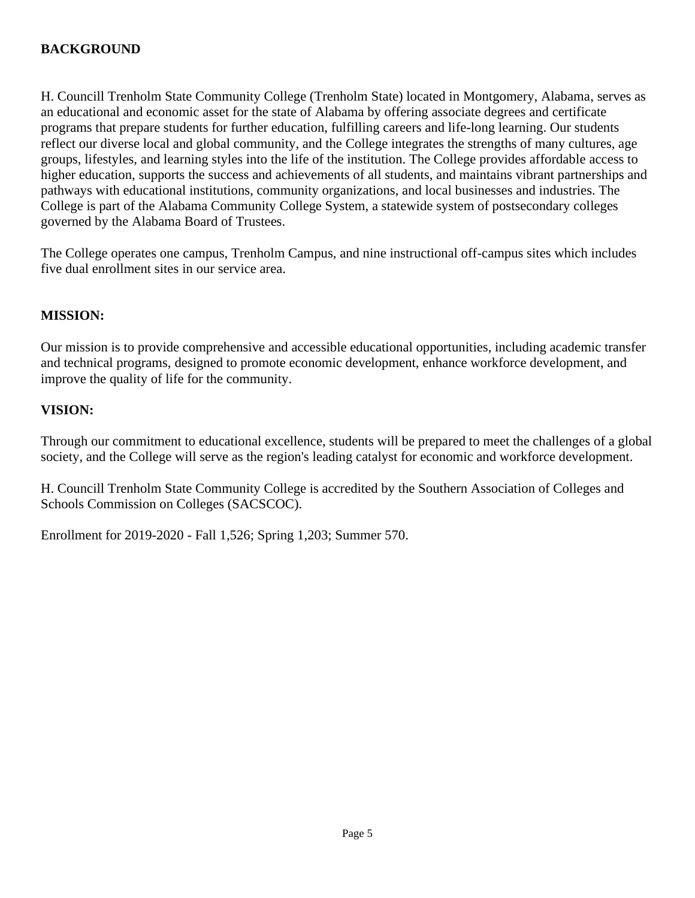**BACKGROUND**

H. Councill Trenholm State Community College (Trenholm State) located in Montgomery, Alabama, serves as an educational and economic asset for the state of Alabama by offering associate degrees and certificate programs that prepare students for further education, fulfilling careers and life-long learning. Our students reflect our diverse local and global community, and the College integrates the strengths of many cultures, age groups, lifestyles, and learning styles into the life of the institution. The College provides affordable access to higher education, supports the success and achievements of all students, and maintains vibrant partnerships and pathways with educational institutions, community organizations, and local businesses and industries. The College is part of the Alabama Community College System, a statewide system of postsecondary colleges governed by the Alabama Board of Trustees.

The College operates one campus, Trenholm Campus, and nine instructional off-campus sites which includes five dual enrollment sites in our service area.

**MISSION:**

Our mission is to provide comprehensive and accessible educational opportunities, including academic transfer and technical programs, designed to promote economic development, enhance workforce development, and improve the quality of life for the community.

**VISION:**

Through our commitment to educational excellence, students will be prepared to meet the challenges of a global society, and the College will serve as the region's leading catalyst for economic and workforce development.

H. Councill Trenholm State Community College is accredited by the Southern Association of Colleges and Schools Commission on Colleges (SACSCOC).

Enrollment for 2019-2020 - Fall 1,526; Spring 1,203; Summer 570.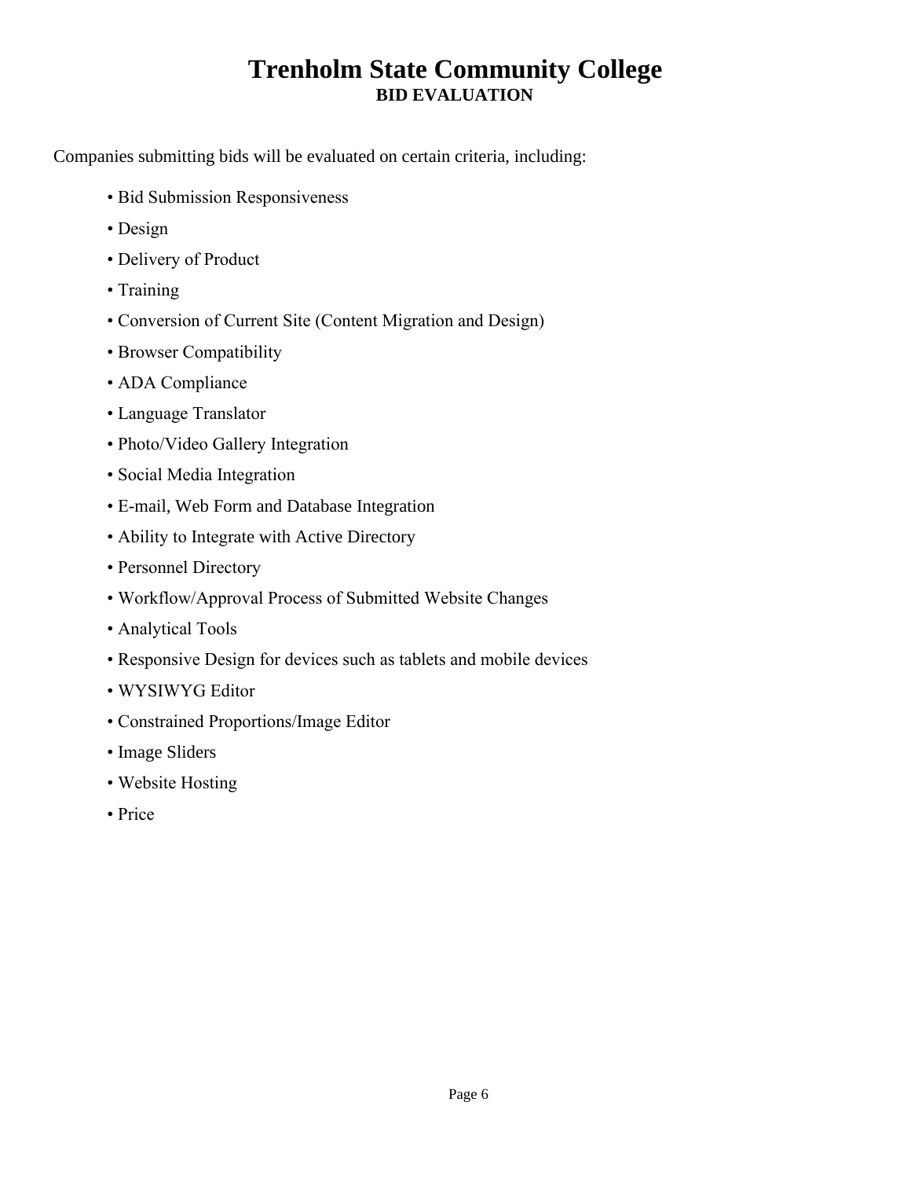# Trenholm State Community College

## BID EVALUATION

Companies submitting bids will be evaluated on certain criteria, including:

- Bid Submission Responsiveness
- Design
- Delivery of Product
- Training
- Conversion of Current Site (Content Migration and Design)
- Browser Compatibility
- ADA Compliance
- Language Translator
- Photo/Video Gallery Integration
- Social Media Integration
- E-mail, Web Form and Database Integration
- Ability to Integrate with Active Directory
- Personnel Directory
- Workflow/Approval Process of Submitted Website Changes
- Analytical Tools
- Responsive Design for devices such as tablets and mobile devices
- WYSIWYG Editor
- Constrained Proportions/Image Editor
- Image Sliders
- Website Hosting
- Price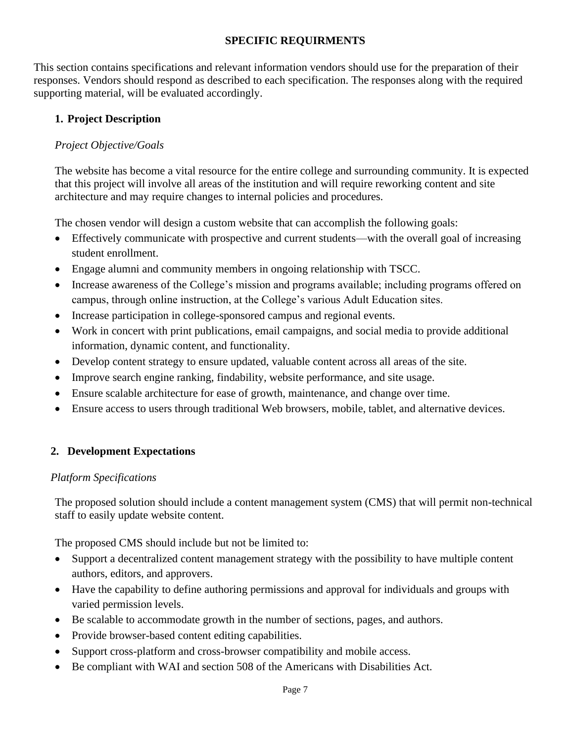# SPECIFIC REQUIRMENTS

This section contains specifications and relevant information vendors should use for the preparation of their responses. Vendors should respond as described to each specification. The responses along with the required supporting material, will be evaluated accordingly.

## 1. Project Description

*Project Objective/Goals*

The website has become a vital resource for the entire college and surrounding community. It is expected that this project will involve all areas of the institution and will require reworking content and site architecture and may require changes to internal policies and procedures.

The chosen vendor will design a custom website that can accomplish the following goals:

- Effectively communicate with prospective and current students—with the overall goal of increasing student enrollment.
- Engage alumni and community members in ongoing relationship with TSCC.
- Increase awareness of the College's mission and programs available; including programs offered on campus, through online instruction, at the College's various Adult Education sites.
- Increase participation in college-sponsored campus and regional events.
- Work in concert with print publications, email campaigns, and social media to provide additional information, dynamic content, and functionality.
- Develop content strategy to ensure updated, valuable content across all areas of the site.
- Improve search engine ranking, findability, website performance, and site usage.
- Ensure scalable architecture for ease of growth, maintenance, and change over time.
- Ensure access to users through traditional Web browsers, mobile, tablet, and alternative devices.

## 2. Development Expectations

*Platform Specifications*

The proposed solution should include a content management system (CMS) that will permit non-technical staff to easily update website content.

The proposed CMS should include but not be limited to:

- Support a decentralized content management strategy with the possibility to have multiple content authors, editors, and approvers.
- Have the capability to define authoring permissions and approval for individuals and groups with varied permission levels.
- Be scalable to accommodate growth in the number of sections, pages, and authors.
- Provide browser-based content editing capabilities.
- Support cross-platform and cross-browser compatibility and mobile access.
- Be compliant with WAI and section 508 of the Americans with Disabilities Act.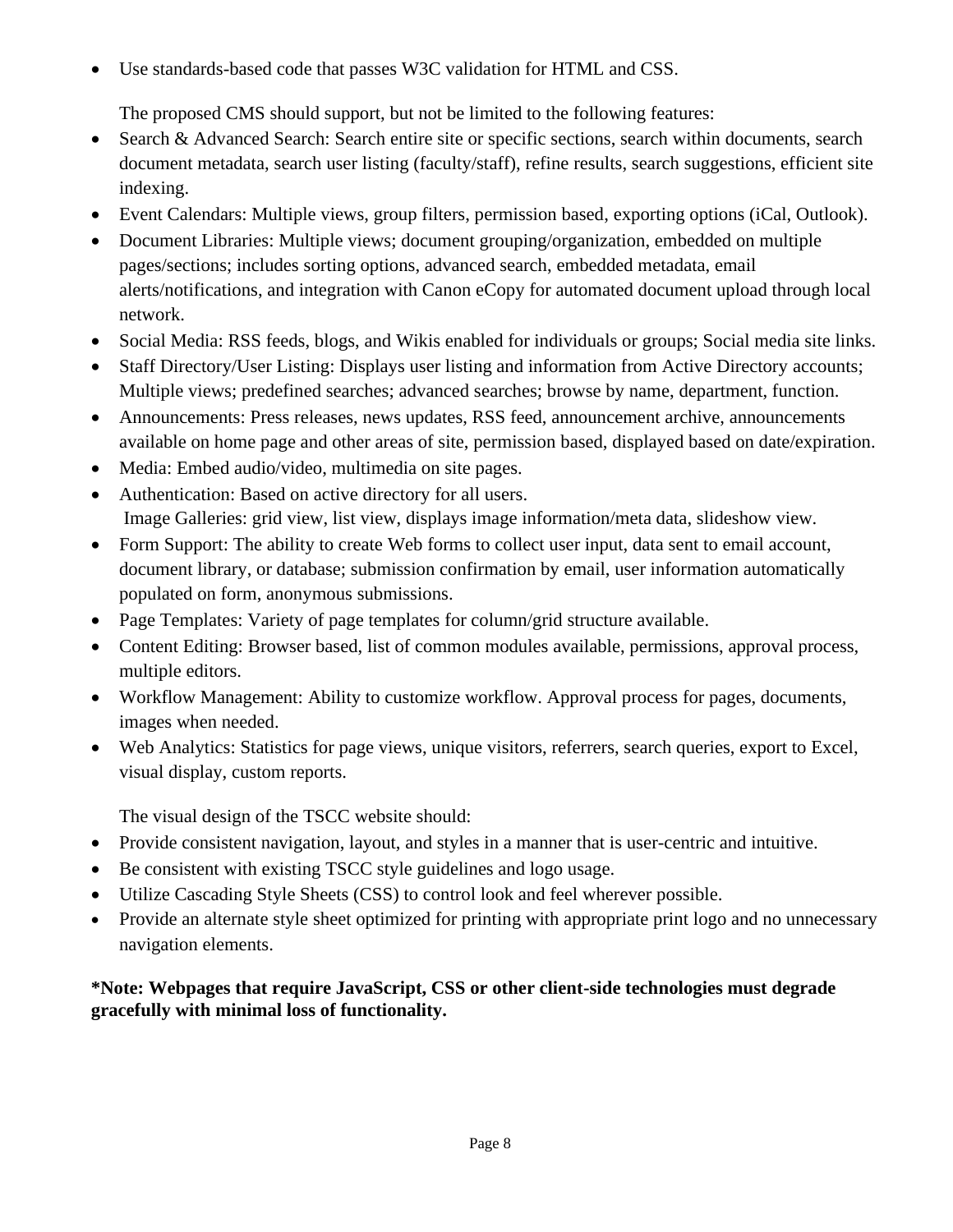- Use standards-based code that passes W3C validation for HTML and CSS.

  The proposed CMS should support, but not be limited to the following features:

- Search & Advanced Search: Search entire site or specific sections, search within documents, search document metadata, search user listing (faculty/staff), refine results, search suggestions, efficient site indexing.
- Event Calendars: Multiple views, group filters, permission based, exporting options (iCal, Outlook).
- Document Libraries: Multiple views; document grouping/organization, embedded on multiple pages/sections; includes sorting options, advanced search, embedded metadata, email alerts/notifications, and integration with Canon eCopy for automated document upload through local network.
- Social Media: RSS feeds, blogs, and Wikis enabled for individuals or groups; Social media site links.
- Staff Directory/User Listing: Displays user listing and information from Active Directory accounts; Multiple views; predefined searches; advanced searches; browse by name, department, function.
- Announcements: Press releases, news updates, RSS feed, announcement archive, announcements available on home page and other areas of site, permission based, displayed based on date/expiration.
- Media: Embed audio/video, multimedia on site pages.
- Authentication: Based on active directory for all users.
  Image Galleries: grid view, list view, displays image information/meta data, slideshow view.
- Form Support: The ability to create Web forms to collect user input, data sent to email account, document library, or database; submission confirmation by email, user information automatically populated on form, anonymous submissions.
- Page Templates: Variety of page templates for column/grid structure available.
- Content Editing: Browser based, list of common modules available, permissions, approval process, multiple editors.
- Workflow Management: Ability to customize workflow. Approval process for pages, documents, images when needed.
- Web Analytics: Statistics for page views, unique visitors, referrers, search queries, export to Excel, visual display, custom reports.

  The visual design of the TSCC website should:

- Provide consistent navigation, layout, and styles in a manner that is user-centric and intuitive.
- Be consistent with existing TSCC style guidelines and logo usage.
- Utilize Cascading Style Sheets (CSS) to control look and feel wherever possible.
- Provide an alternate style sheet optimized for printing with appropriate print logo and no unnecessary navigation elements.

**\*Note: Webpages that require JavaScript, CSS or other client-side technologies must degrade gracefully with minimal loss of functionality.**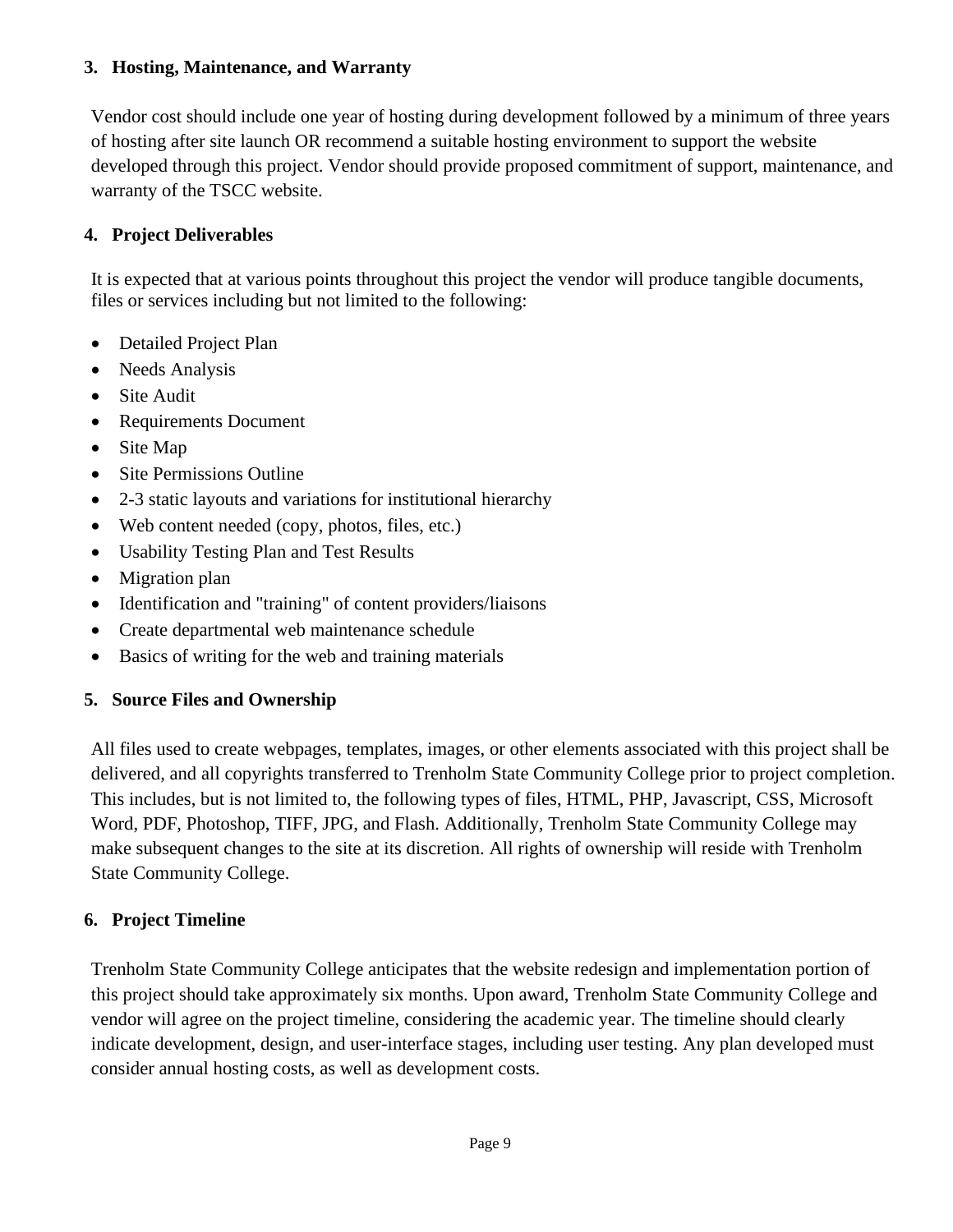### 3. Hosting, Maintenance, and Warranty

Vendor cost should include one year of hosting during development followed by a minimum of three years of hosting after site launch OR recommend a suitable hosting environment to support the website developed through this project. Vendor should provide proposed commitment of support, maintenance, and warranty of the TSCC website.

### 4. Project Deliverables

It is expected that at various points throughout this project the vendor will produce tangible documents, files or services including but not limited to the following:

- Detailed Project Plan
- Needs Analysis
- Site Audit
- Requirements Document
- Site Map
- Site Permissions Outline
- 2-3 static layouts and variations for institutional hierarchy
- Web content needed (copy, photos, files, etc.)
- Usability Testing Plan and Test Results
- Migration plan
- Identification and "training" of content providers/liaisons
- Create departmental web maintenance schedule
- Basics of writing for the web and training materials

### 5. Source Files and Ownership

All files used to create webpages, templates, images, or other elements associated with this project shall be delivered, and all copyrights transferred to Trenholm State Community College prior to project completion. This includes, but is not limited to, the following types of files, HTML, PHP, Javascript, CSS, Microsoft Word, PDF, Photoshop, TIFF, JPG, and Flash. Additionally, Trenholm State Community College may make subsequent changes to the site at its discretion. All rights of ownership will reside with Trenholm State Community College.

### 6. Project Timeline

Trenholm State Community College anticipates that the website redesign and implementation portion of this project should take approximately six months. Upon award, Trenholm State Community College and vendor will agree on the project timeline, considering the academic year. The timeline should clearly indicate development, design, and user-interface stages, including user testing. Any plan developed must consider annual hosting costs, as well as development costs.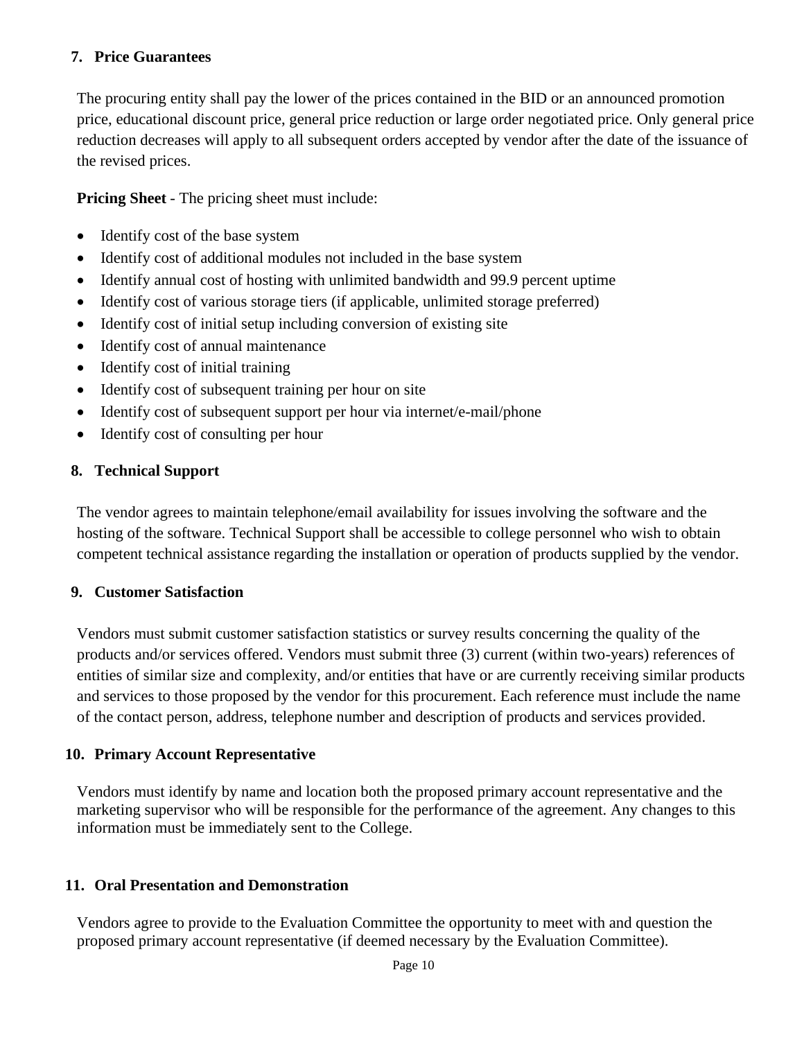### 7. Price Guarantees

The procuring entity shall pay the lower of the prices contained in the BID or an announced promotion price, educational discount price, general price reduction or large order negotiated price. Only general price reduction decreases will apply to all subsequent orders accepted by vendor after the date of the issuance of the revised prices.

**Pricing Sheet** - The pricing sheet must include:

- Identify cost of the base system
- Identify cost of additional modules not included in the base system
- Identify annual cost of hosting with unlimited bandwidth and 99.9 percent uptime
- Identify cost of various storage tiers (if applicable, unlimited storage preferred)
- Identify cost of initial setup including conversion of existing site
- Identify cost of annual maintenance
- Identify cost of initial training
- Identify cost of subsequent training per hour on site
- Identify cost of subsequent support per hour via internet/e-mail/phone
- Identify cost of consulting per hour

### 8. Technical Support

The vendor agrees to maintain telephone/email availability for issues involving the software and the hosting of the software. Technical Support shall be accessible to college personnel who wish to obtain competent technical assistance regarding the installation or operation of products supplied by the vendor.

### 9. Customer Satisfaction

Vendors must submit customer satisfaction statistics or survey results concerning the quality of the products and/or services offered. Vendors must submit three (3) current (within two-years) references of entities of similar size and complexity, and/or entities that have or are currently receiving similar products and services to those proposed by the vendor for this procurement. Each reference must include the name of the contact person, address, telephone number and description of products and services provided.

### 10. Primary Account Representative

Vendors must identify by name and location both the proposed primary account representative and the marketing supervisor who will be responsible for the performance of the agreement. Any changes to this information must be immediately sent to the College.

### 11. Oral Presentation and Demonstration

Vendors agree to provide to the Evaluation Committee the opportunity to meet with and question the proposed primary account representative (if deemed necessary by the Evaluation Committee).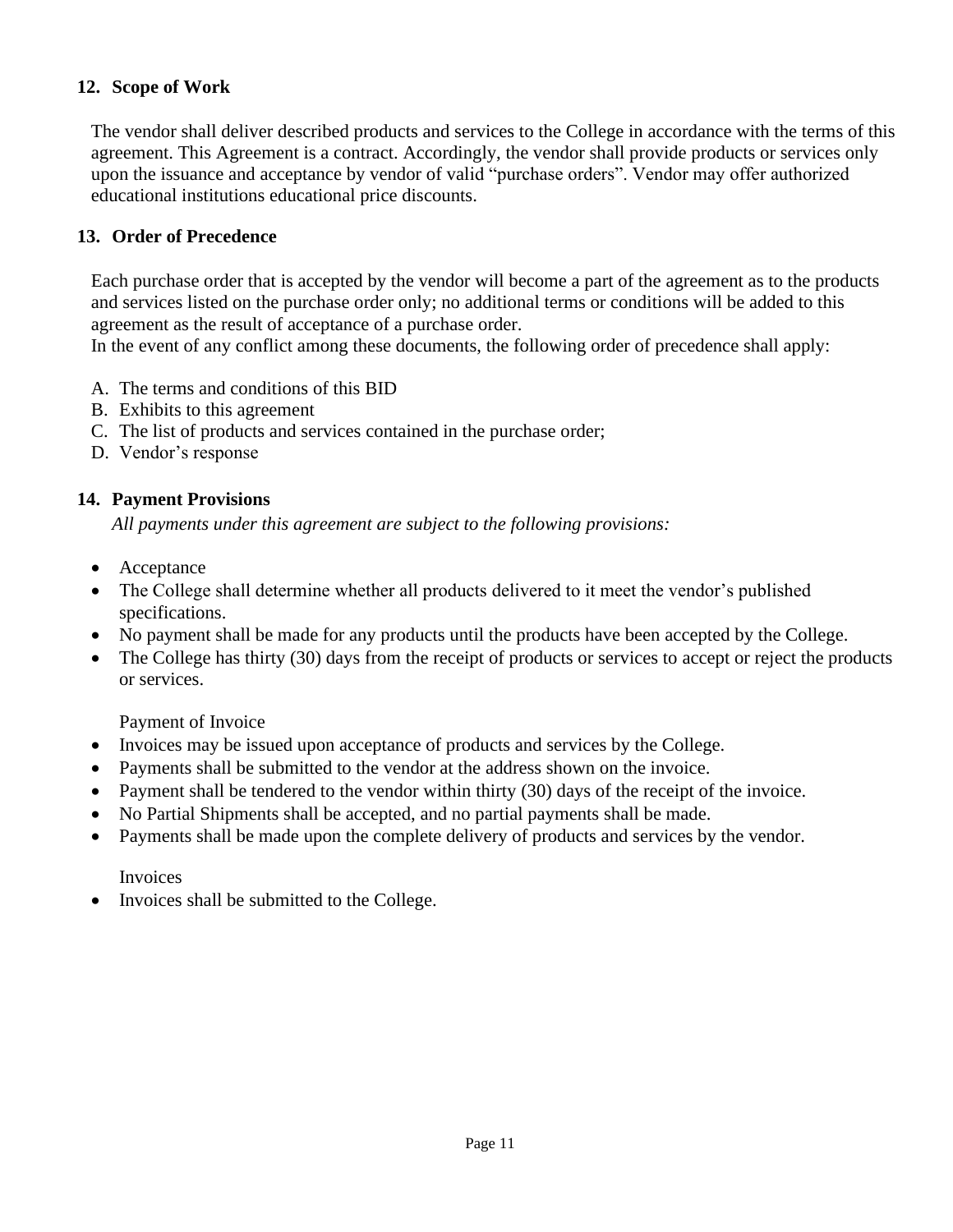## 12. Scope of Work

The vendor shall deliver described products and services to the College in accordance with the terms of this agreement. This Agreement is a contract. Accordingly, the vendor shall provide products or services only upon the issuance and acceptance by vendor of valid "purchase orders". Vendor may offer authorized educational institutions educational price discounts.

## 13. Order of Precedence

Each purchase order that is accepted by the vendor will become a part of the agreement as to the products and services listed on the purchase order only; no additional terms or conditions will be added to this agreement as the result of acceptance of a purchase order.
In the event of any conflict among these documents, the following order of precedence shall apply:

A. The terms and conditions of this BID
B. Exhibits to this agreement
C. The list of products and services contained in the purchase order;
D. Vendor's response

## 14. Payment Provisions

*All payments under this agreement are subject to the following provisions:*

- Acceptance
- The College shall determine whether all products delivered to it meet the vendor's published specifications.
- No payment shall be made for any products until the products have been accepted by the College.
- The College has thirty (30) days from the receipt of products or services to accept or reject the products or services.

Payment of Invoice

- Invoices may be issued upon acceptance of products and services by the College.
- Payments shall be submitted to the vendor at the address shown on the invoice.
- Payment shall be tendered to the vendor within thirty (30) days of the receipt of the invoice.
- No Partial Shipments shall be accepted, and no partial payments shall be made.
- Payments shall be made upon the complete delivery of products and services by the vendor.

Invoices

- Invoices shall be submitted to the College.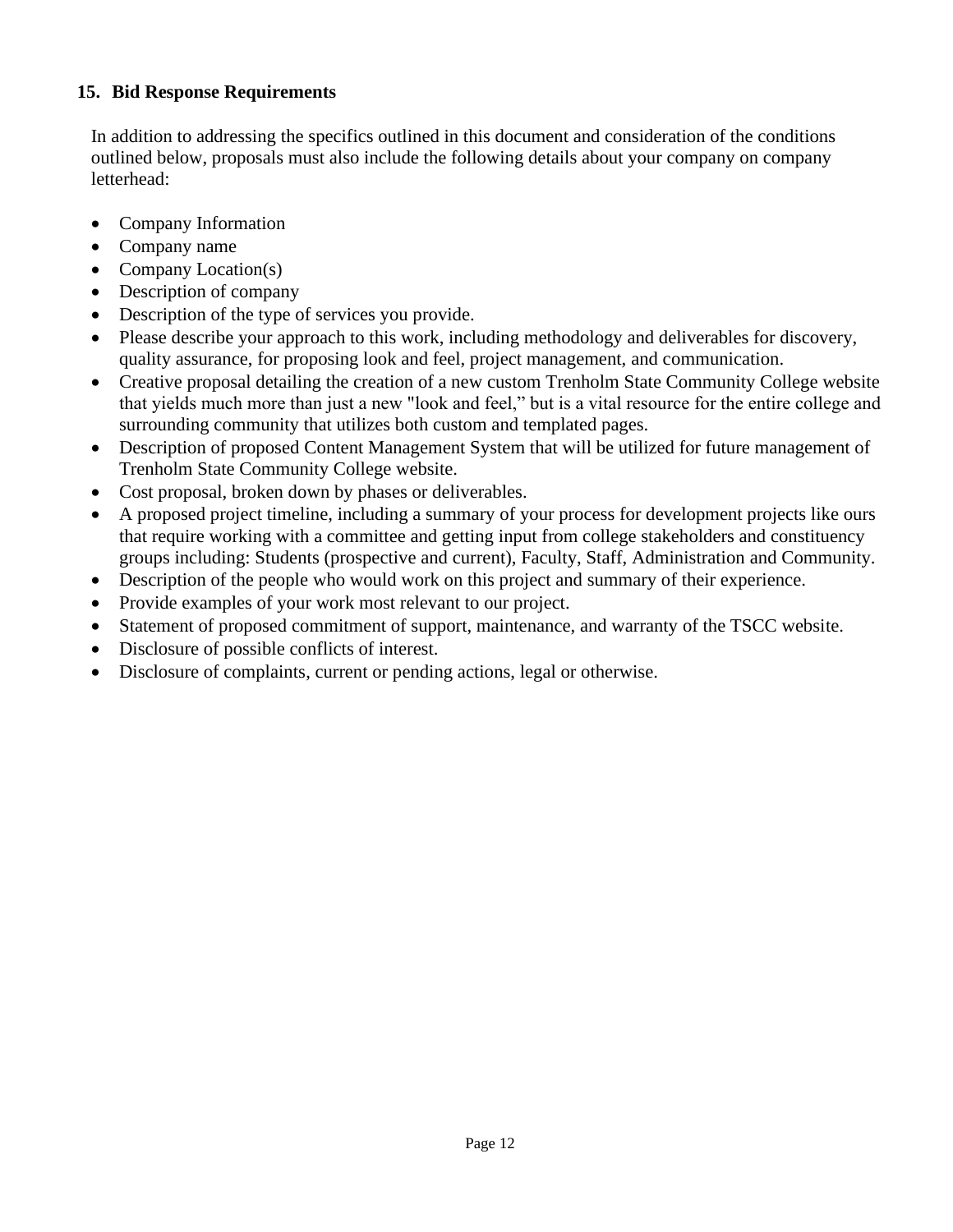## 15. Bid Response Requirements

In addition to addressing the specifics outlined in this document and consideration of the conditions outlined below, proposals must also include the following details about your company on company letterhead:

- Company Information
- Company name
- Company Location(s)
- Description of company
- Description of the type of services you provide.
- Please describe your approach to this work, including methodology and deliverables for discovery, quality assurance, for proposing look and feel, project management, and communication.
- Creative proposal detailing the creation of a new custom Trenholm State Community College website that yields much more than just a new "look and feel," but is a vital resource for the entire college and surrounding community that utilizes both custom and templated pages.
- Description of proposed Content Management System that will be utilized for future management of Trenholm State Community College website.
- Cost proposal, broken down by phases or deliverables.
- A proposed project timeline, including a summary of your process for development projects like ours that require working with a committee and getting input from college stakeholders and constituency groups including: Students (prospective and current), Faculty, Staff, Administration and Community.
- Description of the people who would work on this project and summary of their experience.
- Provide examples of your work most relevant to our project.
- Statement of proposed commitment of support, maintenance, and warranty of the TSCC website.
- Disclosure of possible conflicts of interest.
- Disclosure of complaints, current or pending actions, legal or otherwise.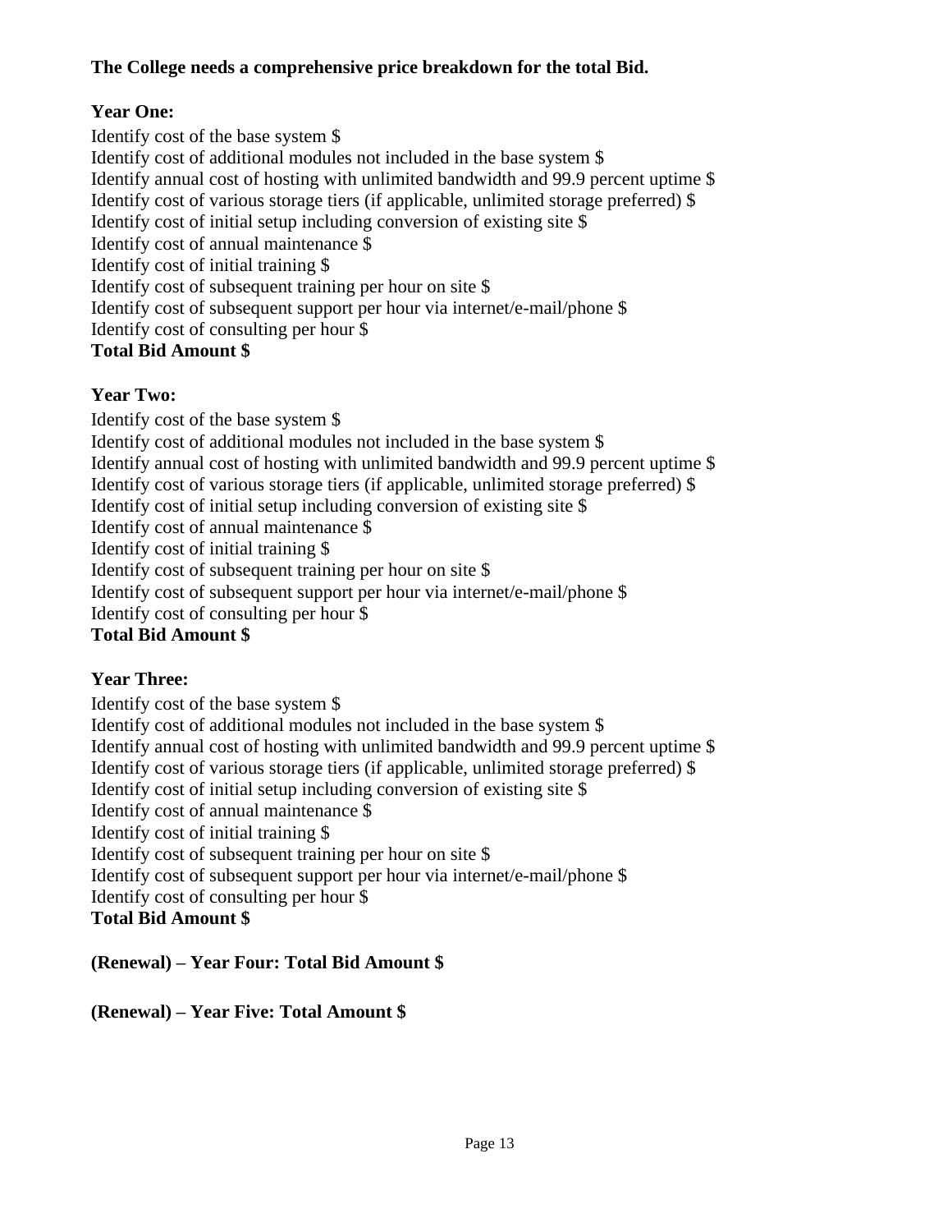**The College needs a comprehensive price breakdown for the total Bid.**

**Year One:**

Identify cost of the base system $
Identify cost of additional modules not included in the base system $
Identify annual cost of hosting with unlimited bandwidth and 99.9 percent uptime $
Identify cost of various storage tiers (if applicable, unlimited storage preferred) $
Identify cost of initial setup including conversion of existing site $
Identify cost of annual maintenance $
Identify cost of initial training $
Identify cost of subsequent training per hour on site $
Identify cost of subsequent support per hour via internet/e-mail/phone $
Identify cost of consulting per hour $
**Total Bid Amount $**

**Year Two:**

Identify cost of the base system $
Identify cost of additional modules not included in the base system $
Identify annual cost of hosting with unlimited bandwidth and 99.9 percent uptime $
Identify cost of various storage tiers (if applicable, unlimited storage preferred) $
Identify cost of initial setup including conversion of existing site $
Identify cost of annual maintenance $
Identify cost of initial training $
Identify cost of subsequent training per hour on site $
Identify cost of subsequent support per hour via internet/e-mail/phone $
Identify cost of consulting per hour $
**Total Bid Amount $**

**Year Three:**

Identify cost of the base system $
Identify cost of additional modules not included in the base system $
Identify annual cost of hosting with unlimited bandwidth and 99.9 percent uptime $
Identify cost of various storage tiers (if applicable, unlimited storage preferred) $
Identify cost of initial setup including conversion of existing site $
Identify cost of annual maintenance $
Identify cost of initial training $
Identify cost of subsequent training per hour on site $
Identify cost of subsequent support per hour via internet/e-mail/phone $
Identify cost of consulting per hour $
**Total Bid Amount $**

**(Renewal) – Year Four: Total Bid Amount $**

**(Renewal) – Year Five: Total Amount $**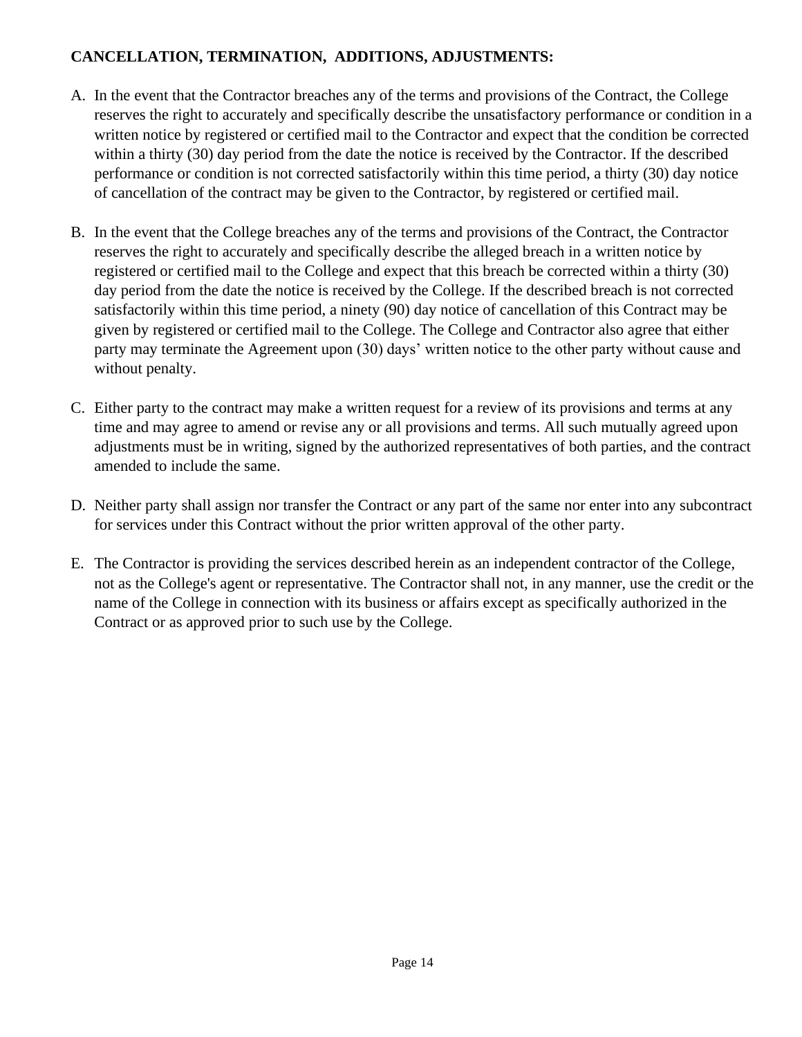**CANCELLATION, TERMINATION, ADDITIONS, ADJUSTMENTS:**

A. In the event that the Contractor breaches any of the terms and provisions of the Contract, the College reserves the right to accurately and specifically describe the unsatisfactory performance or condition in a written notice by registered or certified mail to the Contractor and expect that the condition be corrected within a thirty (30) day period from the date the notice is received by the Contractor. If the described performance or condition is not corrected satisfactorily within this time period, a thirty (30) day notice of cancellation of the contract may be given to the Contractor, by registered or certified mail.

B. In the event that the College breaches any of the terms and provisions of the Contract, the Contractor reserves the right to accurately and specifically describe the alleged breach in a written notice by registered or certified mail to the College and expect that this breach be corrected within a thirty (30) day period from the date the notice is received by the College. If the described breach is not corrected satisfactorily within this time period, a ninety (90) day notice of cancellation of this Contract may be given by registered or certified mail to the College. The College and Contractor also agree that either party may terminate the Agreement upon (30) days' written notice to the other party without cause and without penalty.

C. Either party to the contract may make a written request for a review of its provisions and terms at any time and may agree to amend or revise any or all provisions and terms. All such mutually agreed upon adjustments must be in writing, signed by the authorized representatives of both parties, and the contract amended to include the same.

D. Neither party shall assign nor transfer the Contract or any part of the same nor enter into any subcontract for services under this Contract without the prior written approval of the other party.

E. The Contractor is providing the services described herein as an independent contractor of the College, not as the College's agent or representative. The Contractor shall not, in any manner, use the credit or the name of the College in connection with its business or affairs except as specifically authorized in the Contract or as approved prior to such use by the College.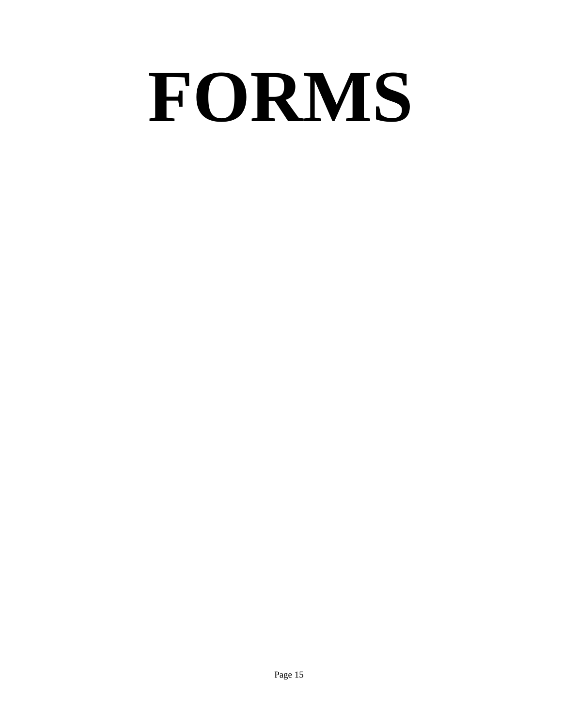# FORMS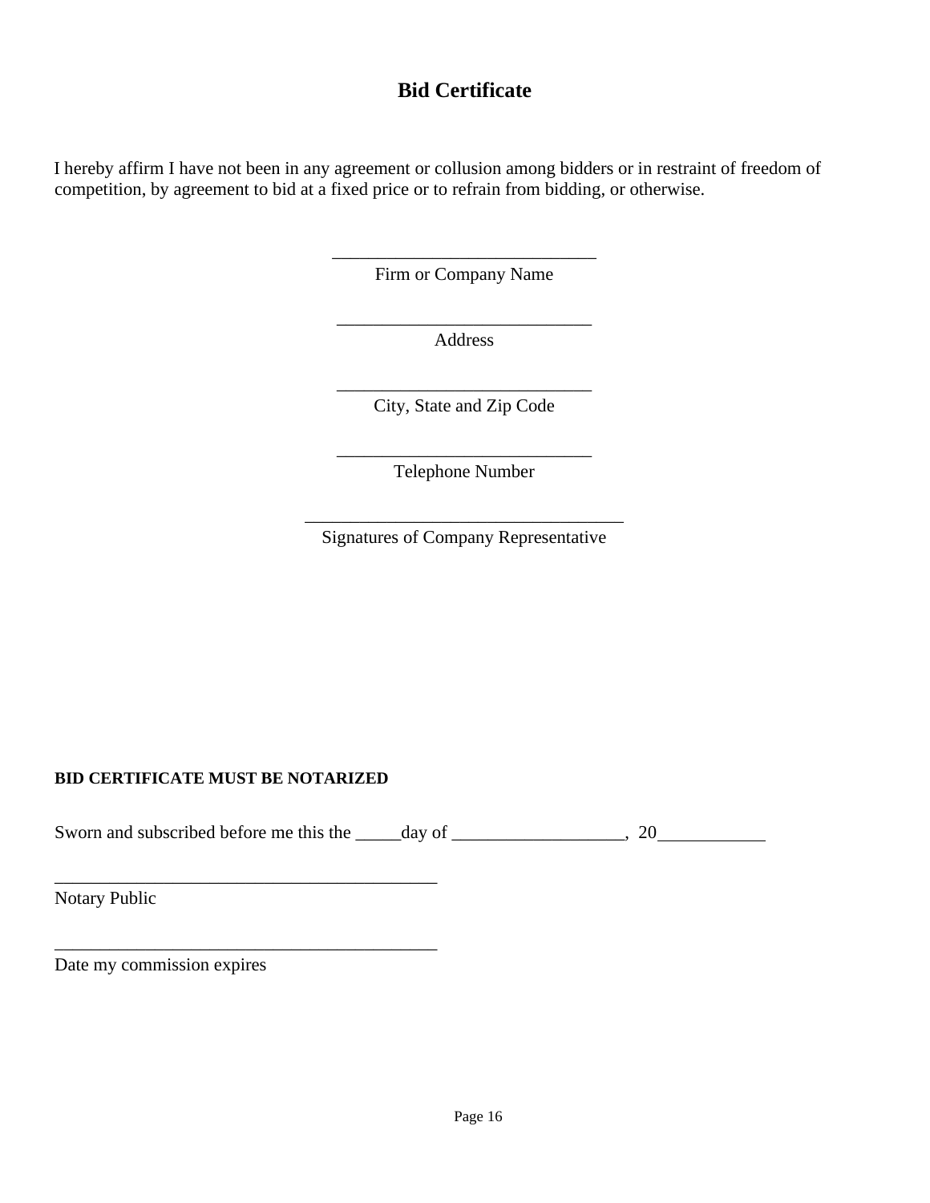# Bid Certificate

I hereby affirm I have not been in any agreement or collusion among bidders or in restraint of freedom of competition, by agreement to bid at a fixed price or to refrain from bidding, or otherwise.

_____________________________
Firm or Company Name

____________________________
Address

____________________________
City, State and Zip Code

____________________________
Telephone Number

___________________________________
Signatures of Company Representative

**BID CERTIFICATE MUST BE NOTARIZED**

Sworn and subscribed before me this the _____day of ___________________, 20____________

__________________________________________
Notary Public

__________________________________________
Date my commission expires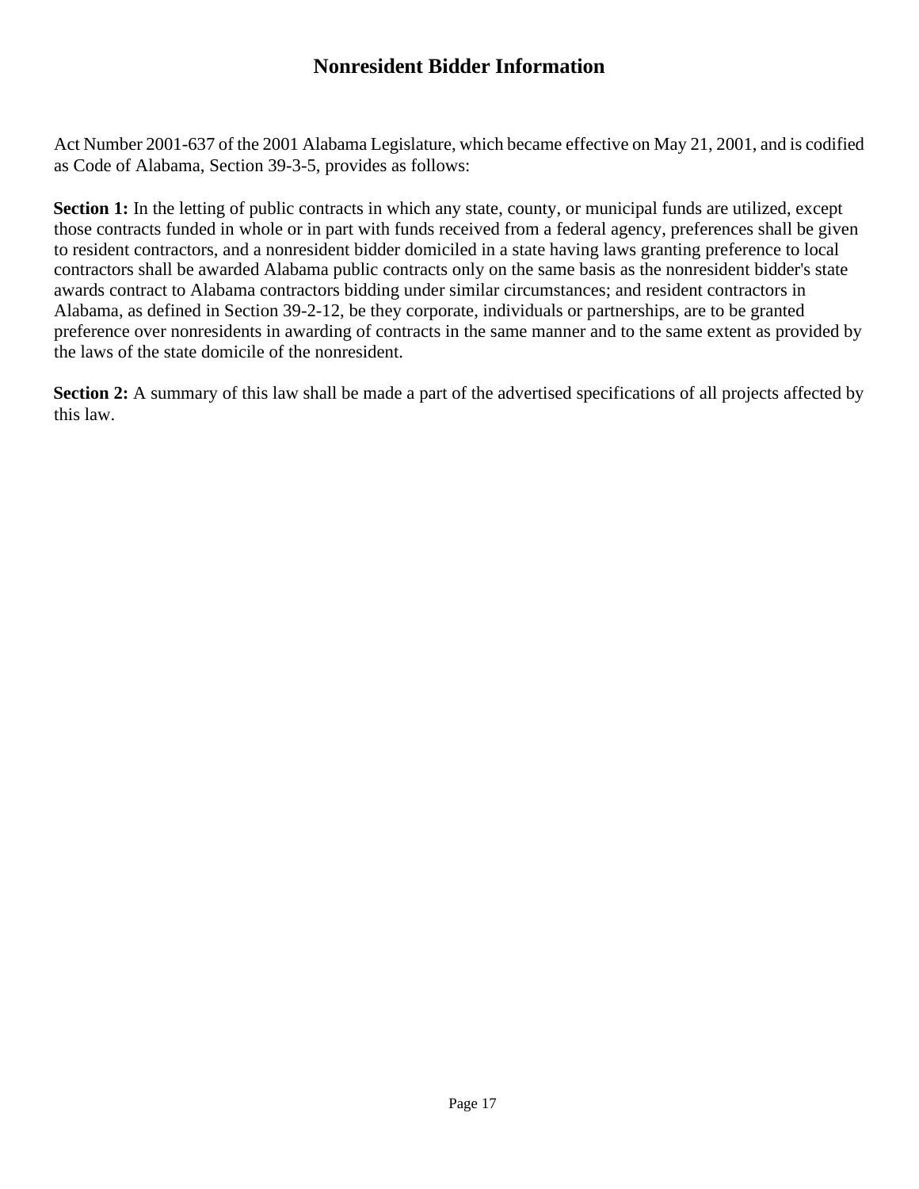# Nonresident Bidder Information

Act Number 2001-637 of the 2001 Alabama Legislature, which became effective on May 21, 2001, and is codified as Code of Alabama, Section 39-3-5, provides as follows:

**Section 1:** In the letting of public contracts in which any state, county, or municipal funds are utilized, except those contracts funded in whole or in part with funds received from a federal agency, preferences shall be given to resident contractors, and a nonresident bidder domiciled in a state having laws granting preference to local contractors shall be awarded Alabama public contracts only on the same basis as the nonresident bidder's state awards contract to Alabama contractors bidding under similar circumstances; and resident contractors in Alabama, as defined in Section 39-2-12, be they corporate, individuals or partnerships, are to be granted preference over nonresidents in awarding of contracts in the same manner and to the same extent as provided by the laws of the state domicile of the nonresident.

**Section 2:** A summary of this law shall be made a part of the advertised specifications of all projects affected by this law.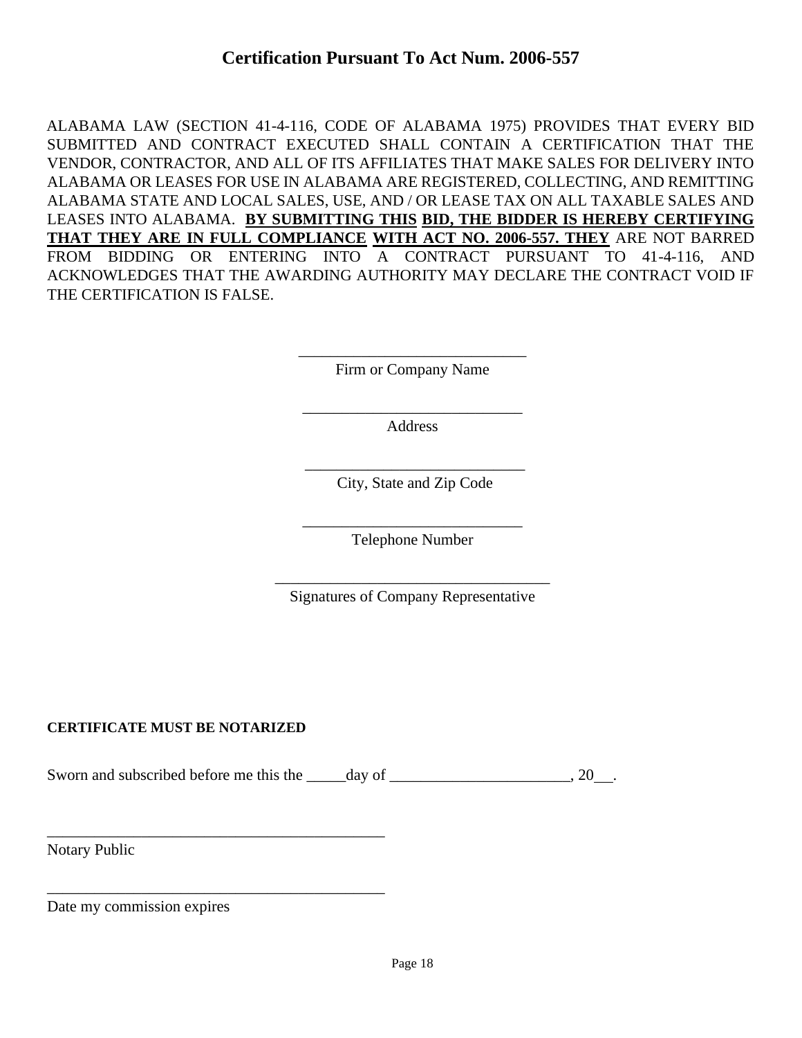# Certification Pursuant To Act Num. 2006-557

ALABAMA LAW (SECTION 41-4-116, CODE OF ALABAMA 1975) PROVIDES THAT EVERY BID SUBMITTED AND CONTRACT EXECUTED SHALL CONTAIN A CERTIFICATION THAT THE VENDOR, CONTRACTOR, AND ALL OF ITS AFFILIATES THAT MAKE SALES FOR DELIVERY INTO ALABAMA OR LEASES FOR USE IN ALABAMA ARE REGISTERED, COLLECTING, AND REMITTING ALABAMA STATE AND LOCAL SALES, USE, AND / OR LEASE TAX ON ALL TAXABLE SALES AND LEASES INTO ALABAMA. **BY SUBMITTING THIS BID, THE BIDDER IS HEREBY CERTIFYING THAT THEY ARE IN FULL COMPLIANCE WITH ACT NO. 2006-557. THEY** ARE NOT BARRED FROM BIDDING OR ENTERING INTO A CONTRACT PURSUANT TO 41-4-116, AND ACKNOWLEDGES THAT THE AWARDING AUTHORITY MAY DECLARE THE CONTRACT VOID IF THE CERTIFICATION IS FALSE.

_____________________________
Firm or Company Name

_____________________________
Address

_____________________________
City, State and Zip Code

_____________________________
Telephone Number

___________________________________
Signatures of Company Representative

**CERTIFICATE MUST BE NOTARIZED**

Sworn and subscribed before me this the _____day of _______________________, 20__.

____________________________________________
Notary Public

____________________________________________
Date my commission expires